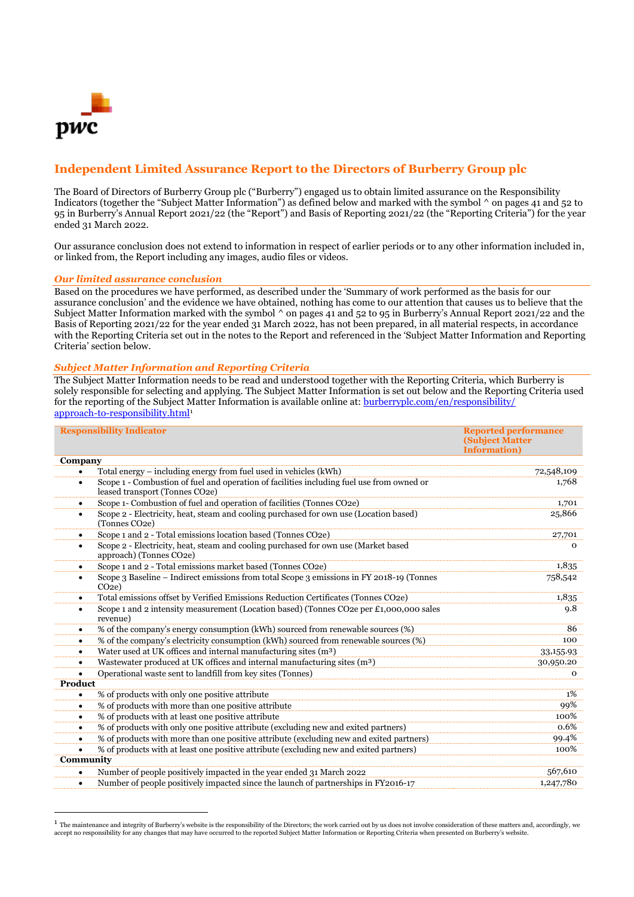# Independent Limited Assurance Report to the Directors of Burberry Group plc

The Board of Directors of Burberry Group plc ("Burberry") engaged us to obtain limited assurance on the Responsibility Indicators (together the "Subject Matter Information") as defined below and marked with the symbol ^ on pages 41 and 52 to 95 in Burberry's Annual Report 2021/22 (the "Report") and Basis of Reporting 2021/22 (the "Reporting Criteria") for the year ended 31 March 2022.

Our assurance conclusion does not extend to information in respect of earlier periods or to any other information included in, or linked from, the Report including any images, audio files or videos.

### *Our limited assurance conclusion*

Based on the procedures we have performed, as described under the 'Summary of work performed as the basis for our assurance conclusion' and the evidence we have obtained, nothing has come to our attention that causes us to believe that the Subject Matter Information marked with the symbol ^ on pages 41 and 52 to 95 in Burberry's Annual Report 2021/22 and the Basis of Reporting 2021/22 for the year ended 31 March 2022, has not been prepared, in all material respects, in accordance with the Reporting Criteria set out in the notes to the Report and referenced in the 'Subject Matter Information and Reporting Criteria' section below.

### *Subject Matter Information and Reporting Criteria*

The Subject Matter Information needs to be read and understood together with the Reporting Criteria, which Burberry is solely responsible for selecting and applying. The Subject Matter Information is set out below and the Reporting Criteria used for the reporting of the Subject Matter Information is available online at: burberryplc.com/en/responsibility/approach-to-responsibility.html[1]

| Responsibility Indicator | Reported performance (Subject Matter Information) |
|---|---|
| **Company** | |
| • Total energy – including energy from fuel used in vehicles (kWh) | 72,548,109 |
| • Scope 1 - Combustion of fuel and operation of facilities including fuel use from owned or leased transport (Tonnes CO2e) | 1,768 |
| • Scope 1- Combustion of fuel and operation of facilities (Tonnes CO2e) | 1,701 |
| • Scope 2 - Electricity, heat, steam and cooling purchased for own use (Location based) (Tonnes CO2e) | 25,866 |
| • Scope 1 and 2 - Total emissions location based (Tonnes CO2e) | 27,701 |
| • Scope 2 - Electricity, heat, steam and cooling purchased for own use (Market based approach) (Tonnes CO2e) | 0 |
| • Scope 1 and 2 - Total emissions market based (Tonnes CO2e) | 1,835 |
| • Scope 3 Baseline – Indirect emissions from total Scope 3 emissions in FY 2018-19 (Tonnes CO2e) | 758,542 |
| • Total emissions offset by Verified Emissions Reduction Certificates (Tonnes CO2e) | 1,835 |
| • Scope 1 and 2 intensity measurement (Location based) (Tonnes CO2e per £1,000,000 sales revenue) | 9.8 |
| • % of the company's energy consumption (kWh) sourced from renewable sources (%) | 86 |
| • % of the company's electricity consumption (kWh) sourced from renewable sources (%) | 100 |
| • Water used at UK offices and internal manufacturing sites (m³) | 33,155.93 |
| • Wastewater produced at UK offices and internal manufacturing sites (m³) | 30,950.20 |
| • Operational waste sent to landfill from key sites (Tonnes) | 0 |
| **Product** | |
| • % of products with only one positive attribute | 1% |
| • % of products with more than one positive attribute | 99% |
| • % of products with at least one positive attribute | 100% |
| • % of products with only one positive attribute (excluding new and exited partners) | 0.6% |
| • % of products with more than one positive attribute (excluding new and exited partners) | 99.4% |
| • % of products with at least one positive attribute (excluding new and exited partners) | 100% |
| **Community** | |
| • Number of people positively impacted in the year ended 31 March 2022 | 567,610 |
| • Number of people positively impacted since the launch of partnerships in FY2016-17 | 1,247,780 |

[1] The maintenance and integrity of Burberry's website is the responsibility of the Directors; the work carried out by us does not involve consideration of these matters and, accordingly, we accept no responsibility for any changes that may have occurred to the reported Subject Matter Information or Reporting Criteria when presented on Burberry's website.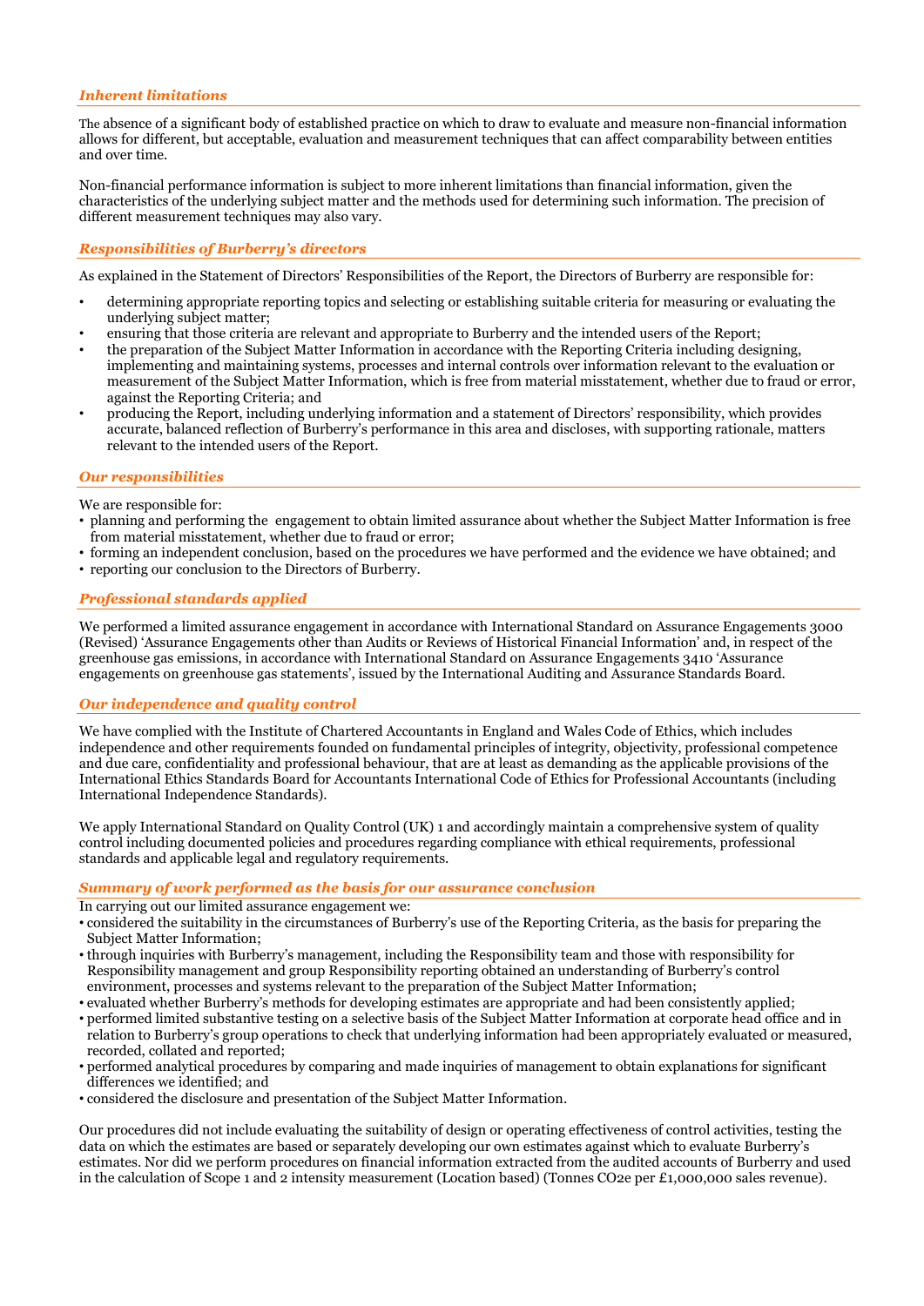### *Inherent limitations*

The absence of a significant body of established practice on which to draw to evaluate and measure non-financial information allows for different, but acceptable, evaluation and measurement techniques that can affect comparability between entities and over time.

Non-financial performance information is subject to more inherent limitations than financial information, given the characteristics of the underlying subject matter and the methods used for determining such information. The precision of different measurement techniques may also vary.

### *Responsibilities of Burberry's directors*

As explained in the Statement of Directors' Responsibilities of the Report, the Directors of Burberry are responsible for:

- determining appropriate reporting topics and selecting or establishing suitable criteria for measuring or evaluating the underlying subject matter;
- ensuring that those criteria are relevant and appropriate to Burberry and the intended users of the Report;
- the preparation of the Subject Matter Information in accordance with the Reporting Criteria including designing, implementing and maintaining systems, processes and internal controls over information relevant to the evaluation or measurement of the Subject Matter Information, which is free from material misstatement, whether due to fraud or error, against the Reporting Criteria; and
- producing the Report, including underlying information and a statement of Directors' responsibility, which provides accurate, balanced reflection of Burberry's performance in this area and discloses, with supporting rationale, matters relevant to the intended users of the Report.

### *Our responsibilities*

We are responsible for:

- planning and performing the engagement to obtain limited assurance about whether the Subject Matter Information is free from material misstatement, whether due to fraud or error;
- forming an independent conclusion, based on the procedures we have performed and the evidence we have obtained; and
- reporting our conclusion to the Directors of Burberry.

### *Professional standards applied*

We performed a limited assurance engagement in accordance with International Standard on Assurance Engagements 3000 (Revised) 'Assurance Engagements other than Audits or Reviews of Historical Financial Information' and, in respect of the greenhouse gas emissions, in accordance with International Standard on Assurance Engagements 3410 'Assurance engagements on greenhouse gas statements', issued by the International Auditing and Assurance Standards Board.

### *Our independence and quality control*

We have complied with the Institute of Chartered Accountants in England and Wales Code of Ethics, which includes independence and other requirements founded on fundamental principles of integrity, objectivity, professional competence and due care, confidentiality and professional behaviour, that are at least as demanding as the applicable provisions of the International Ethics Standards Board for Accountants International Code of Ethics for Professional Accountants (including International Independence Standards).

We apply International Standard on Quality Control (UK) 1 and accordingly maintain a comprehensive system of quality control including documented policies and procedures regarding compliance with ethical requirements, professional standards and applicable legal and regulatory requirements.

### *Summary of work performed as the basis for our assurance conclusion*

In carrying out our limited assurance engagement we:

- considered the suitability in the circumstances of Burberry's use of the Reporting Criteria, as the basis for preparing the Subject Matter Information;
- through inquiries with Burberry's management, including the Responsibility team and those with responsibility for Responsibility management and group Responsibility reporting obtained an understanding of Burberry's control environment, processes and systems relevant to the preparation of the Subject Matter Information;
- evaluated whether Burberry's methods for developing estimates are appropriate and had been consistently applied;
- performed limited substantive testing on a selective basis of the Subject Matter Information at corporate head office and in relation to Burberry's group operations to check that underlying information had been appropriately evaluated or measured, recorded, collated and reported;
- performed analytical procedures by comparing and made inquiries of management to obtain explanations for significant differences we identified; and
- considered the disclosure and presentation of the Subject Matter Information.

Our procedures did not include evaluating the suitability of design or operating effectiveness of control activities, testing the data on which the estimates are based or separately developing our own estimates against which to evaluate Burberry's estimates. Nor did we perform procedures on financial information extracted from the audited accounts of Burberry and used in the calculation of Scope 1 and 2 intensity measurement (Location based) (Tonnes $CO_2e$ per £1,000,000 sales revenue).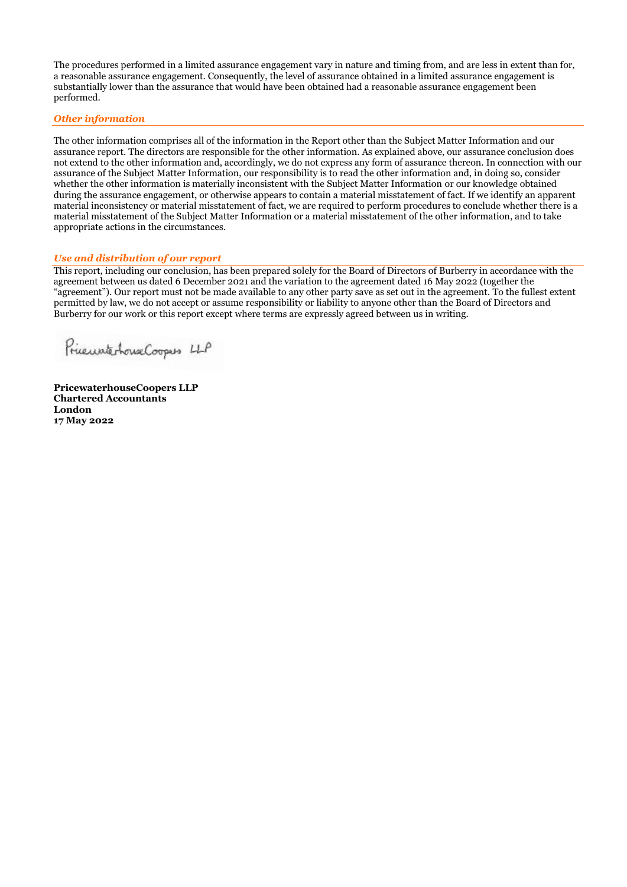The procedures performed in a limited assurance engagement vary in nature and timing from, and are less in extent than for, a reasonable assurance engagement. Consequently, the level of assurance obtained in a limited assurance engagement is substantially lower than the assurance that would have been obtained had a reasonable assurance engagement been performed.

### *Other information*

The other information comprises all of the information in the Report other than the Subject Matter Information and our assurance report. The directors are responsible for the other information. As explained above, our assurance conclusion does not extend to the other information and, accordingly, we do not express any form of assurance thereon. In connection with our assurance of the Subject Matter Information, our responsibility is to read the other information and, in doing so, consider whether the other information is materially inconsistent with the Subject Matter Information or our knowledge obtained during the assurance engagement, or otherwise appears to contain a material misstatement of fact. If we identify an apparent material inconsistency or material misstatement of fact, we are required to perform procedures to conclude whether there is a material misstatement of the Subject Matter Information or a material misstatement of the other information, and to take appropriate actions in the circumstances.

### *Use and distribution of our report*

This report, including our conclusion, has been prepared solely for the Board of Directors of Burberry in accordance with the agreement between us dated 6 December 2021 and the variation to the agreement dated 16 May 2022 (together the "agreement"). Our report must not be made available to any other party save as set out in the agreement. To the fullest extent permitted by law, we do not accept or assume responsibility or liability to anyone other than the Board of Directors and Burberry for our work or this report except where terms are expressly agreed between us in writing.

PricewaterhouseCoopers LLP

**PricewaterhouseCoopers LLP**
**Chartered Accountants**
**London**
**17 May 2022**